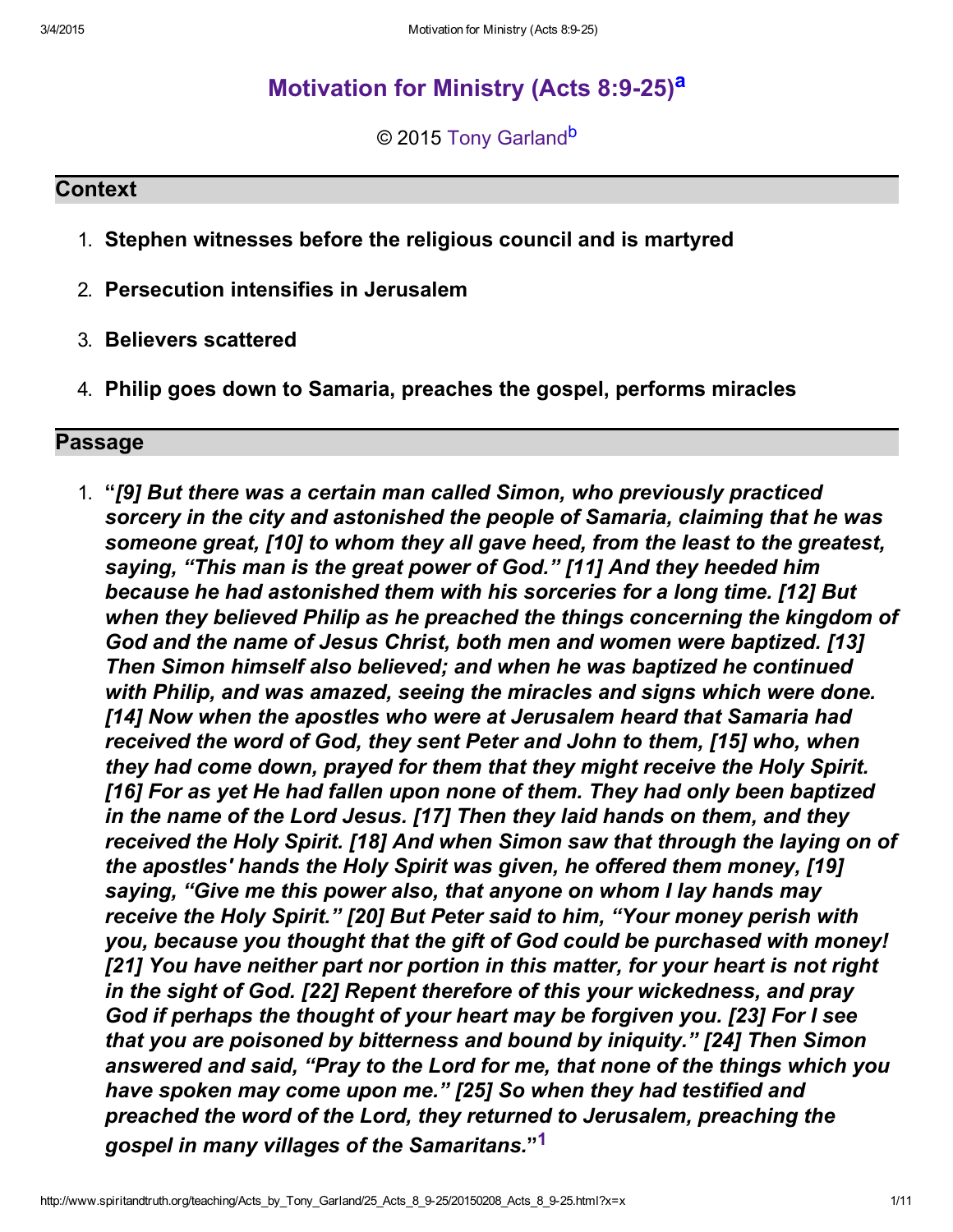# Motivation for Ministry (Acts 8:9-25)[a]

© 2015 Tony Garland[b]

## Context

1. **Stephen witnesses before the religious council and is martyred**
2. **Persecution intensifies in Jerusalem**
3. **Believers scattered**
4. **Philip goes down to Samaria, preaches the gospel, performs miracles**

## Passage

1. **"*[9] But there was a certain man called Simon, who previously practiced sorcery in the city and astonished the people of Samaria, claiming that he was someone great, [10] to whom they all gave heed, from the least to the greatest, saying, "This man is the great power of God." [11] And they heeded him because he had astonished them with his sorceries for a long time. [12] But when they believed Philip as he preached the things concerning the kingdom of God and the name of Jesus Christ, both men and women were baptized. [13] Then Simon himself also believed; and when he was baptized he continued with Philip, and was amazed, seeing the miracles and signs which were done. [14] Now when the apostles who were at Jerusalem heard that Samaria had received the word of God, they sent Peter and John to them, [15] who, when they had come down, prayed for them that they might receive the Holy Spirit. [16] For as yet He had fallen upon none of them. They had only been baptized in the name of the Lord Jesus. [17] Then they laid hands on them, and they received the Holy Spirit. [18] And when Simon saw that through the laying on of the apostles' hands the Holy Spirit was given, he offered them money, [19] saying, "Give me this power also, that anyone on whom I lay hands may receive the Holy Spirit." [20] But Peter said to him, "Your money perish with you, because you thought that the gift of God could be purchased with money! [21] You have neither part nor portion in this matter, for your heart is not right in the sight of God. [22] Repent therefore of this your wickedness, and pray God if perhaps the thought of your heart may be forgiven you. [23] For I see that you are poisoned by bitterness and bound by iniquity." [24] Then Simon answered and said, "Pray to the Lord for me, that none of the things which you have spoken may come upon me." [25] So when they had testified and preached the word of the Lord, they returned to Jerusalem, preaching the gospel in many villages of the Samaritans.*"**[1]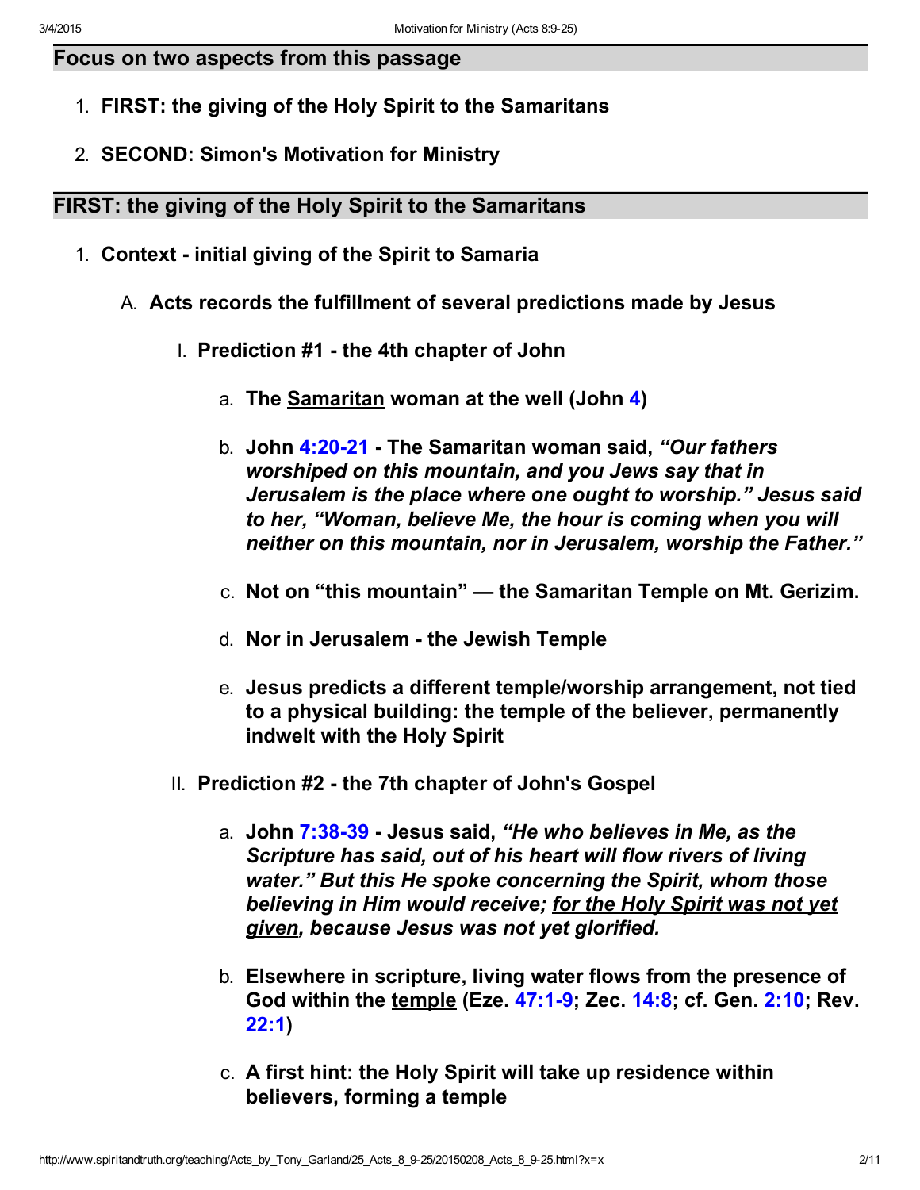## Focus on two aspects from this passage

1. **FIRST: the giving of the Holy Spirit to the Samaritans**
2. **SECOND: Simon's Motivation for Ministry**

## FIRST: the giving of the Holy Spirit to the Samaritans

1. **Context - initial giving of the Spirit to Samaria**
   - A. **Acts records the fulfillment of several predictions made by Jesus**
     - I. **Prediction #1 - the 4th chapter of John**
       - a. **The Samaritan woman at the well (John 4)**
       - b. **John 4:20-21 - The Samaritan woman said, *"Our fathers worshiped on this mountain, and you Jews say that in Jerusalem is the place where one ought to worship." Jesus said to her, "Woman, believe Me, the hour is coming when you will neither on this mountain, nor in Jerusalem, worship the Father."***
       - c. **Not on "this mountain" — the Samaritan Temple on Mt. Gerizim.**
       - d. **Nor in Jerusalem - the Jewish Temple**
       - e. **Jesus predicts a different temple/worship arrangement, not tied to a physical building: the temple of the believer, permanently indwelt with the Holy Spirit**
     - II. **Prediction #2 - the 7th chapter of John's Gospel**
       - a. **John 7:38-39 - Jesus said, *"He who believes in Me, as the Scripture has said, out of his heart will flow rivers of living water." But this He spoke concerning the Spirit, whom those believing in Him would receive; for the Holy Spirit was not yet given, because Jesus was not yet glorified.***
       - b. **Elsewhere in scripture, living water flows from the presence of God within the temple (Eze. 47:1-9; Zec. 14:8; cf. Gen. 2:10; Rev. 22:1)**
       - c. **A first hint: the Holy Spirit will take up residence within believers, forming a temple**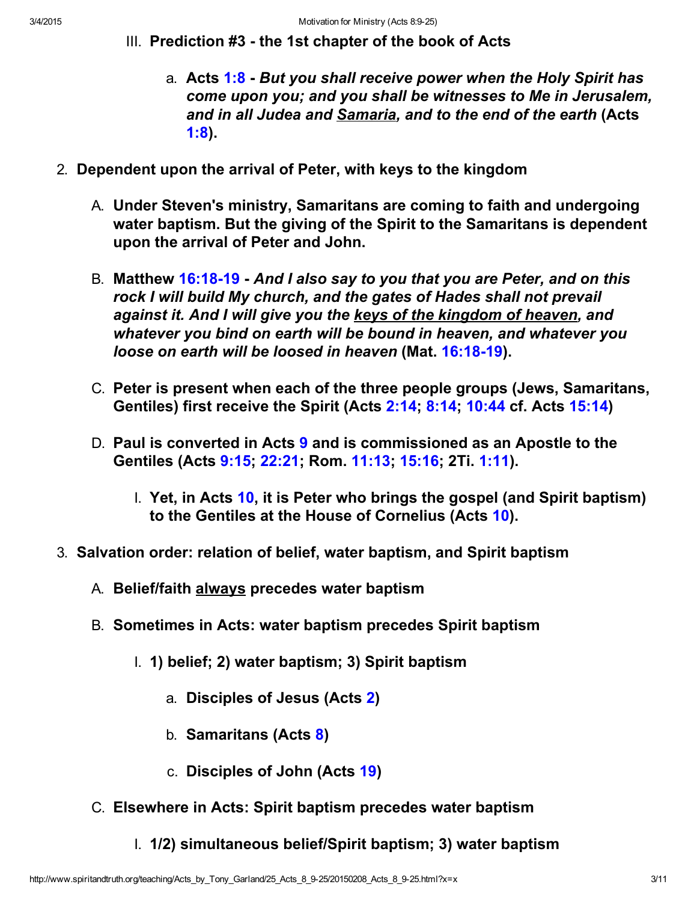III. **Prediction #3 - the 1st chapter of the book of Acts**

   a. **Acts 1:8 - *But you shall receive power when the Holy Spirit has come upon you; and you shall be witnesses to Me in Jerusalem, and in all Judea and <u>Samaria</u>, and to the end of the earth* (Acts 1:8).**

2. **Dependent upon the arrival of Peter, with keys to the kingdom**

   A. **Under Steven's ministry, Samaritans are coming to faith and undergoing water baptism. But the giving of the Spirit to the Samaritans is dependent upon the arrival of Peter and John.**

   B. **Matthew 16:18-19 - *And I also say to you that you are Peter, and on this rock I will build My church, and the gates of Hades shall not prevail against it. And I will give you the <u>keys of the kingdom of heaven</u>, and whatever you bind on earth will be bound in heaven, and whatever you loose on earth will be loosed in heaven* (Mat. 16:18-19).**

   C. **Peter is present when each of the three people groups (Jews, Samaritans, Gentiles) first receive the Spirit (Acts 2:14; 8:14; 10:44 cf. Acts 15:14)**

   D. **Paul is converted in Acts 9 and is commissioned as an Apostle to the Gentiles (Acts 9:15; 22:21; Rom. 11:13; 15:16; 2Ti. 1:11).**

      I. **Yet, in Acts 10, it is Peter who brings the gospel (and Spirit baptism) to the Gentiles at the House of Cornelius (Acts 10).**

3. **Salvation order: relation of belief, water baptism, and Spirit baptism**

   A. **Belief/faith <u>always</u> precedes water baptism**

   B. **Sometimes in Acts: water baptism precedes Spirit baptism**

      I. **1) belief; 2) water baptism; 3) Spirit baptism**

         a. **Disciples of Jesus (Acts 2)**

         b. **Samaritans (Acts 8)**

         c. **Disciples of John (Acts 19)**

   C. **Elsewhere in Acts: Spirit baptism precedes water baptism**

      I. **1/2) simultaneous belief/Spirit baptism; 3) water baptism**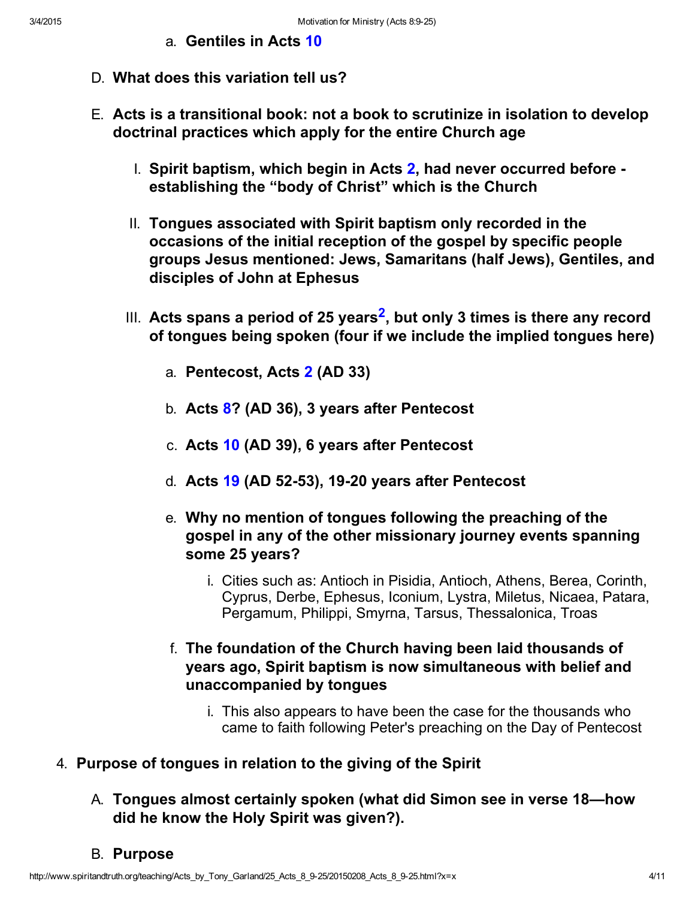a. **Gentiles in Acts 10**

D. **What does this variation tell us?**

E. **Acts is a transitional book: not a book to scrutinize in isolation to develop doctrinal practices which apply for the entire Church age**

   I. **Spirit baptism, which begin in Acts 2, had never occurred before - establishing the "body of Christ" which is the Church**

   II. **Tongues associated with Spirit baptism only recorded in the occasions of the initial reception of the gospel by specific people groups Jesus mentioned: Jews, Samaritans (half Jews), Gentiles, and disciples of John at Ephesus**

   III. **Acts spans a period of 25 years[2], but only 3 times is there any record of tongues being spoken (four if we include the implied tongues here)**

      a. **Pentecost, Acts 2 (AD 33)**

      b. **Acts 8? (AD 36), 3 years after Pentecost**

      c. **Acts 10 (AD 39), 6 years after Pentecost**

      d. **Acts 19 (AD 52-53), 19-20 years after Pentecost**

      e. **Why no mention of tongues following the preaching of the gospel in any of the other missionary journey events spanning some 25 years?**

         i. Cities such as: Antioch in Pisidia, Antioch, Athens, Berea, Corinth, Cyprus, Derbe, Ephesus, Iconium, Lystra, Miletus, Nicaea, Patara, Pergamum, Philippi, Smyrna, Tarsus, Thessalonica, Troas

      f. **The foundation of the Church having been laid thousands of years ago, Spirit baptism is now simultaneous with belief and unaccompanied by tongues**

         i. This also appears to have been the case for the thousands who came to faith following Peter's preaching on the Day of Pentecost

4. **Purpose of tongues in relation to the giving of the Spirit**

   A. **Tongues almost certainly spoken (what did Simon see in verse 18—how did he know the Holy Spirit was given?).**

   B. **Purpose**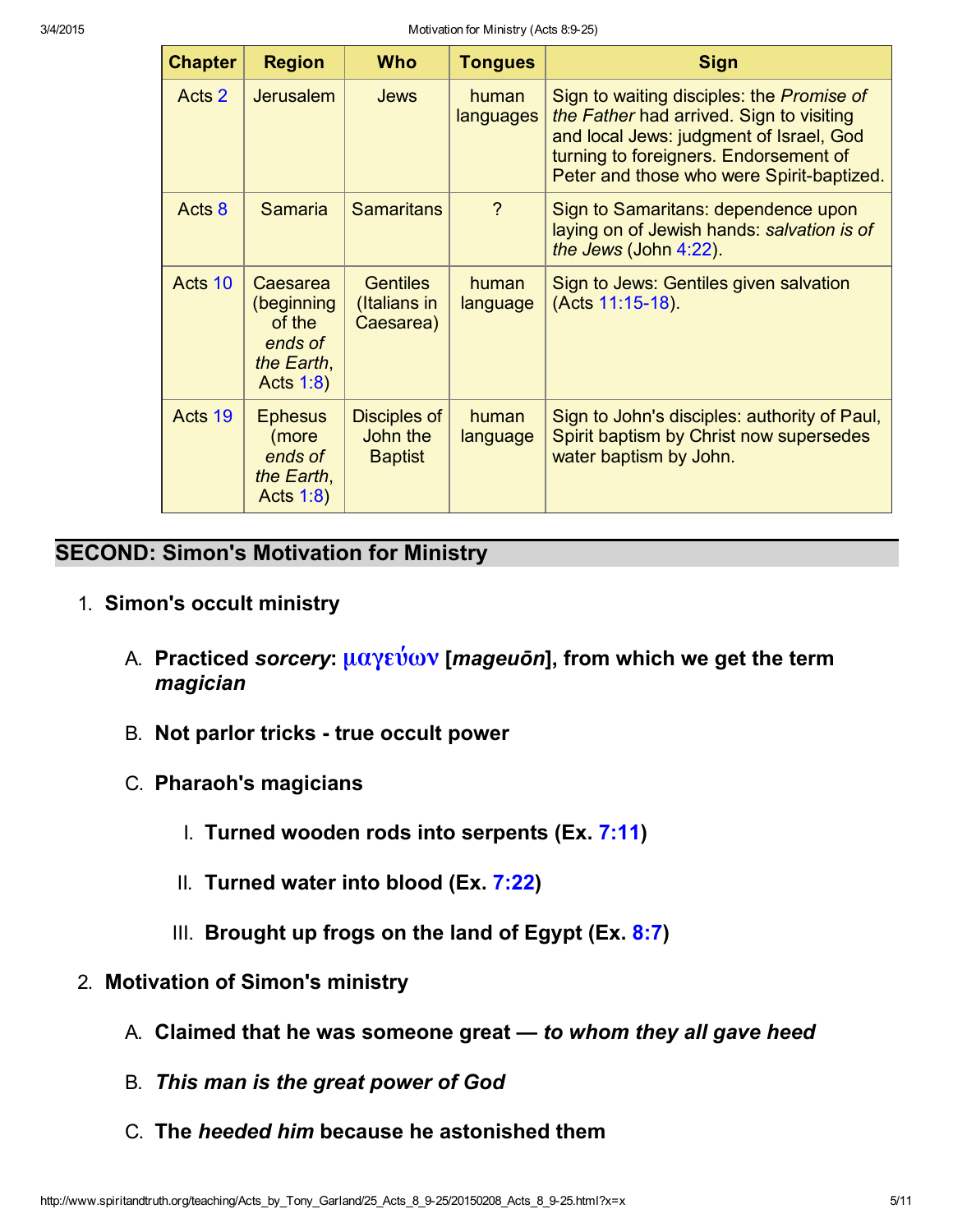| Chapter | Region | Who | Tongues | Sign |
|---|---|---|---|---|
| Acts 2 | Jerusalem | Jews | human languages | Sign to waiting disciples: the *Promise of the Father* had arrived. Sign to visiting and local Jews: judgment of Israel, God turning to foreigners. Endorsement of Peter and those who were Spirit-baptized. |
| Acts 8 | Samaria | Samaritans | ? | Sign to Samaritans: dependence upon laying on of Jewish hands: *salvation is of the Jews* (John 4:22). |
| Acts 10 | Caesarea (beginning of the *ends of the Earth*, Acts 1:8) | Gentiles (Italians in Caesarea) | human language | Sign to Jews: Gentiles given salvation (Acts 11:15-18). |
| Acts 19 | Ephesus (more *ends of the Earth*, Acts 1:8) | Disciples of John the Baptist | human language | Sign to John's disciples: authority of Paul, Spirit baptism by Christ now supersedes water baptism by John. |

## SECOND: Simon's Motivation for Ministry

1. **Simon's occult ministry**
   - A. **Practiced *sorcery*: μαγεύων [*mageuōn*], from which we get the term *magician***
   - B. **Not parlor tricks - true occult power**
   - C. **Pharaoh's magicians**
     - I. **Turned wooden rods into serpents (Ex. 7:11)**
     - II. **Turned water into blood (Ex. 7:22)**
     - III. **Brought up frogs on the land of Egypt (Ex. 8:7)**
2. **Motivation of Simon's ministry**
   - A. **Claimed that he was someone great — *to whom they all gave heed***
   - B. ***This man is the great power of God***
   - C. **The *heeded him* because he astonished them**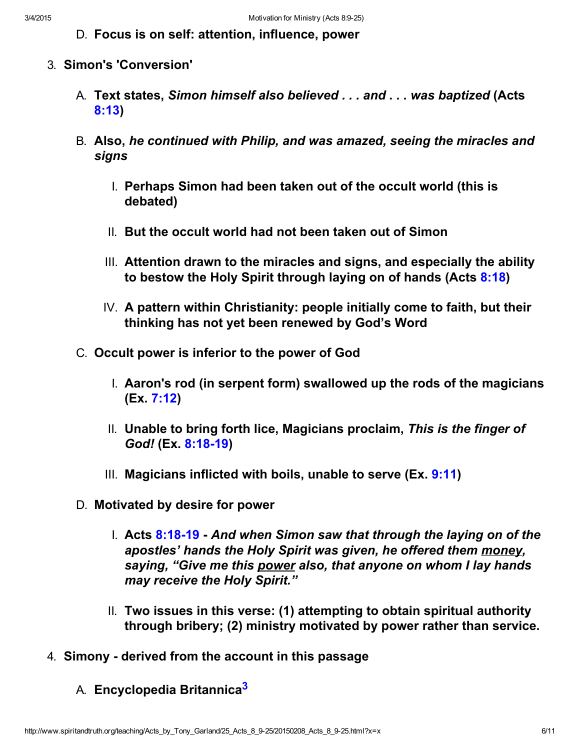D. **Focus is on self: attention, influence, power**

3. **Simon's 'Conversion'**

   A. **Text states, *Simon himself also believed . . . and . . . was baptized* (Acts 8:13)**

   B. **Also, *he continued with Philip, and was amazed, seeing the miracles and signs***

      I. **Perhaps Simon had been taken out of the occult world (this is debated)**

      II. **But the occult world had not been taken out of Simon**

      III. **Attention drawn to the miracles and signs, and especially the ability to bestow the Holy Spirit through laying on of hands (Acts 8:18)**

      IV. **A pattern within Christianity: people initially come to faith, but their thinking has not yet been renewed by God's Word**

   C. **Occult power is inferior to the power of God**

      I. **Aaron's rod (in serpent form) swallowed up the rods of the magicians (Ex. 7:12)**

      II. **Unable to bring forth lice, Magicians proclaim, *This is the finger of God!* (Ex. 8:18-19)**

      III. **Magicians inflicted with boils, unable to serve (Ex. 9:11)**

   D. **Motivated by desire for power**

      I. **Acts 8:18-19 - *And when Simon saw that through the laying on of the apostles' hands the Holy Spirit was given, he offered them money, saying, "Give me this power also, that anyone on whom I lay hands may receive the Holy Spirit."***

      II. **Two issues in this verse: (1) attempting to obtain spiritual authority through bribery; (2) ministry motivated by power rather than service.**

4. **Simony - derived from the account in this passage**

   A. **Encyclopedia Britannica**[3]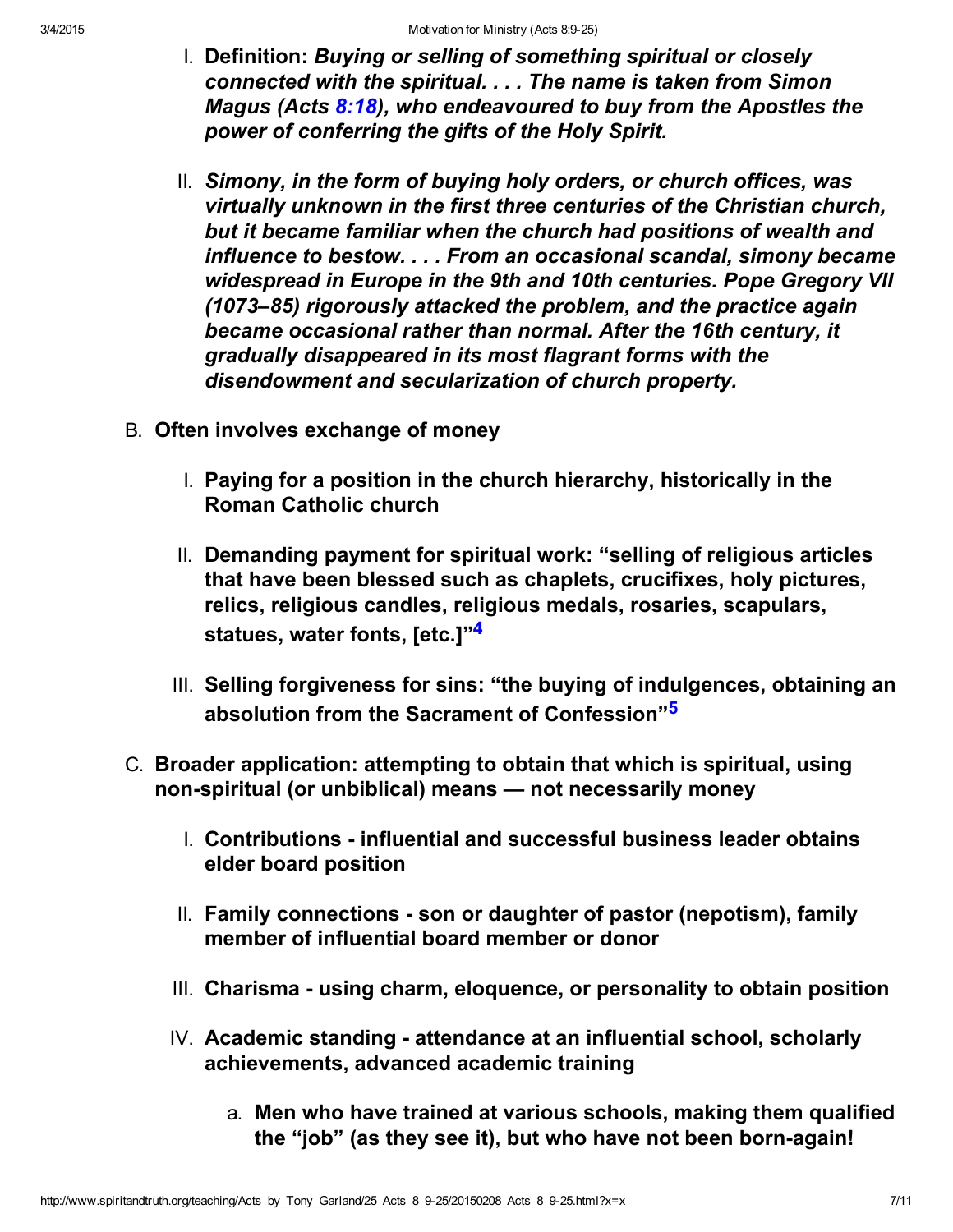I. **Definition:** ***Buying or selling of something spiritual or closely connected with the spiritual. . . . The name is taken from Simon Magus (Acts 8:18), who endeavoured to buy from the Apostles the power of conferring the gifts of the Holy Spirit.***

II. ***Simony, in the form of buying holy orders, or church offices, was virtually unknown in the first three centuries of the Christian church, but it became familiar when the church had positions of wealth and influence to bestow. . . . From an occasional scandal, simony became widespread in Europe in the 9th and 10th centuries. Pope Gregory VII (1073–85) rigorously attacked the problem, and the practice again became occasional rather than normal. After the 16th century, it gradually disappeared in its most flagrant forms with the disendowment and secularization of church property.***

B. **Often involves exchange of money**

   I. **Paying for a position in the church hierarchy, historically in the Roman Catholic church**

   II. **Demanding payment for spiritual work: "selling of religious articles that have been blessed such as chaplets, crucifixes, holy pictures, relics, religious candles, religious medals, rosaries, scapulars, statues, water fonts, [etc.]"[4]**

   III. **Selling forgiveness for sins: "the buying of indulgences, obtaining an absolution from the Sacrament of Confession"[5]**

C. **Broader application: attempting to obtain that which is spiritual, using non-spiritual (or unbiblical) means — not necessarily money**

   I. **Contributions - influential and successful business leader obtains elder board position**

   II. **Family connections - son or daughter of pastor (nepotism), family member of influential board member or donor**

   III. **Charisma - using charm, eloquence, or personality to obtain position**

   IV. **Academic standing - attendance at an influential school, scholarly achievements, advanced academic training**

      a. **Men who have trained at various schools, making them qualified the "job" (as they see it), but who have not been born-again!**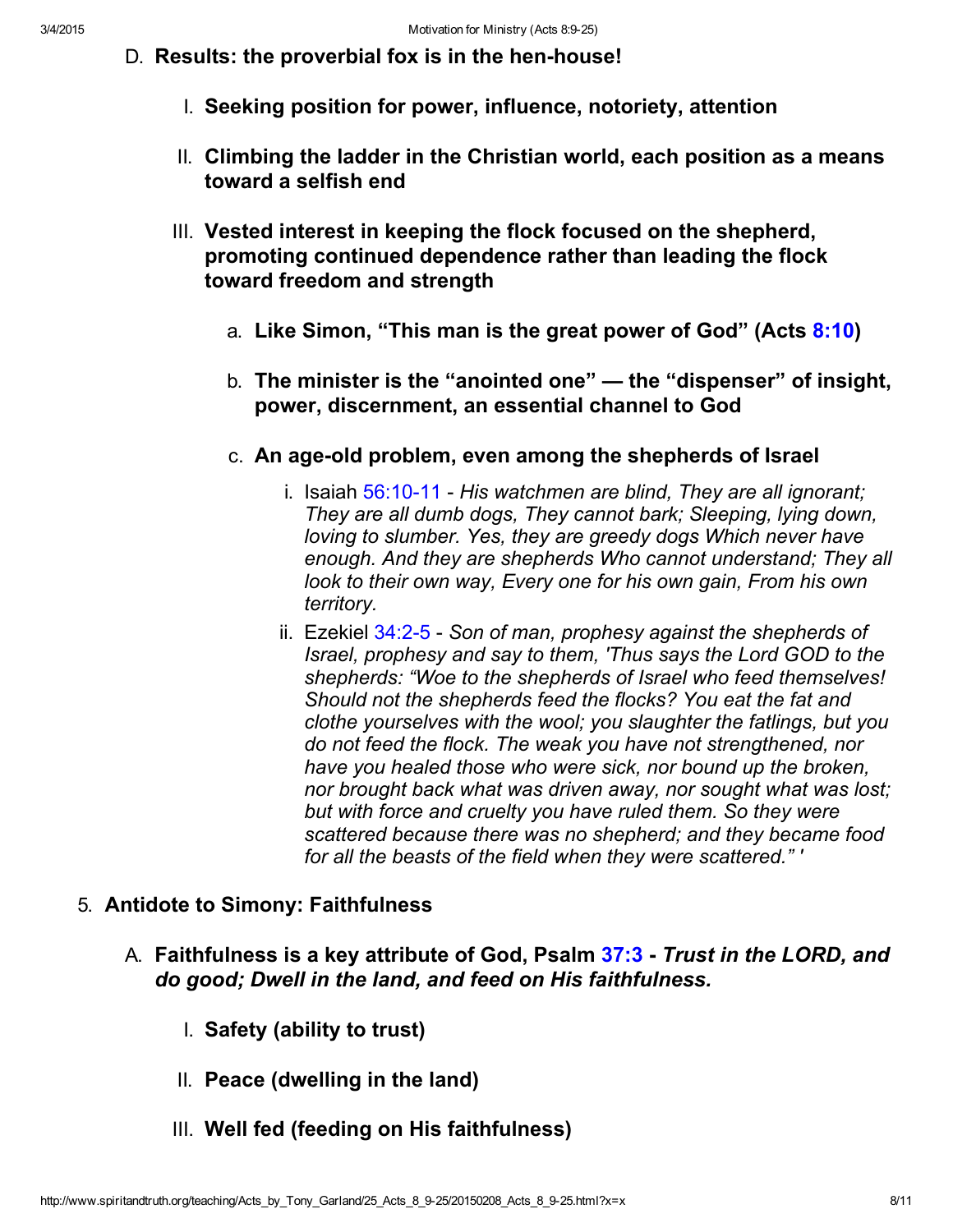D. **Results: the proverbial fox is in the hen-house!**

   I. **Seeking position for power, influence, notoriety, attention**

   II. **Climbing the ladder in the Christian world, each position as a means toward a selfish end**

   III. **Vested interest in keeping the flock focused on the shepherd, promoting continued dependence rather than leading the flock toward freedom and strength**

      a. **Like Simon, "This man is the great power of God" (Acts 8:10)**

      b. **The minister is the "anointed one" — the "dispenser" of insight, power, discernment, an essential channel to God**

      c. **An age-old problem, even among the shepherds of Israel**

         i. Isaiah 56:10-11 - *His watchmen are blind, They are all ignorant; They are all dumb dogs, They cannot bark; Sleeping, lying down, loving to slumber. Yes, they are greedy dogs Which never have enough. And they are shepherds Who cannot understand; They all look to their own way, Every one for his own gain, From his own territory.*

         ii. Ezekiel 34:2-5 - *Son of man, prophesy against the shepherds of Israel, prophesy and say to them, 'Thus says the Lord GOD to the shepherds: "Woe to the shepherds of Israel who feed themselves! Should not the shepherds feed the flocks? You eat the fat and clothe yourselves with the wool; you slaughter the fatlings, but you do not feed the flock. The weak you have not strengthened, nor have you healed those who were sick, nor bound up the broken, nor brought back what was driven away, nor sought what was lost; but with force and cruelty you have ruled them. So they were scattered because there was no shepherd; and they became food for all the beasts of the field when they were scattered." '*

5. **Antidote to Simony: Faithfulness**

   A. **Faithfulness is a key attribute of God, Psalm 37:3 - *Trust in the LORD, and do good; Dwell in the land, and feed on His faithfulness.***

      I. **Safety (ability to trust)**

      II. **Peace (dwelling in the land)**

      III. **Well fed (feeding on His faithfulness)**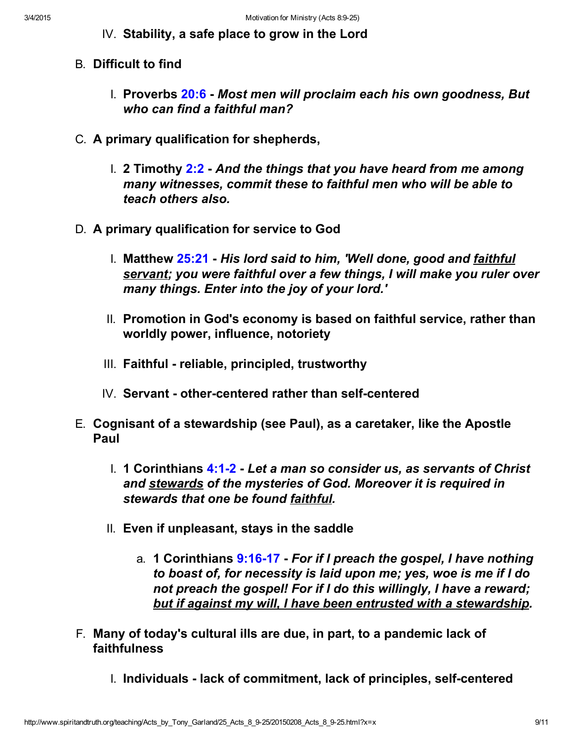IV. **Stability, a safe place to grow in the Lord**

B. **Difficult to find**

   I. **Proverbs 20:6 - *Most men will proclaim each his own goodness, But who can find a faithful man?***

C. **A primary qualification for shepherds,**

   I. **2 Timothy 2:2 - *And the things that you have heard from me among many witnesses, commit these to faithful men who will be able to teach others also.***

D. **A primary qualification for service to God**

   I. **Matthew 25:21 - *His lord said to him, 'Well done, good and <u>faithful servant</u>; you were faithful over a few things, I will make you ruler over many things. Enter into the joy of your lord.'***

   II. **Promotion in God's economy is based on faithful service, rather than worldly power, influence, notoriety**

   III. **Faithful - reliable, principled, trustworthy**

   IV. **Servant - other-centered rather than self-centered**

E. **Cognisant of a stewardship (see Paul), as a caretaker, like the Apostle Paul**

   I. **1 Corinthians 4:1-2 - *Let a man so consider us, as servants of Christ and <u>stewards</u> of the mysteries of God. Moreover it is required in stewards that one be found <u>faithful</u>.***

   II. **Even if unpleasant, stays in the saddle**

      a. **1 Corinthians 9:16-17 - *For if I preach the gospel, I have nothing to boast of, for necessity is laid upon me; yes, woe is me if I do not preach the gospel! For if I do this willingly, I have a reward; <u>but if against my will, I have been entrusted with a stewardship</u>.***

F. **Many of today's cultural ills are due, in part, to a pandemic lack of faithfulness**

   I. **Individuals - lack of commitment, lack of principles, self-centered**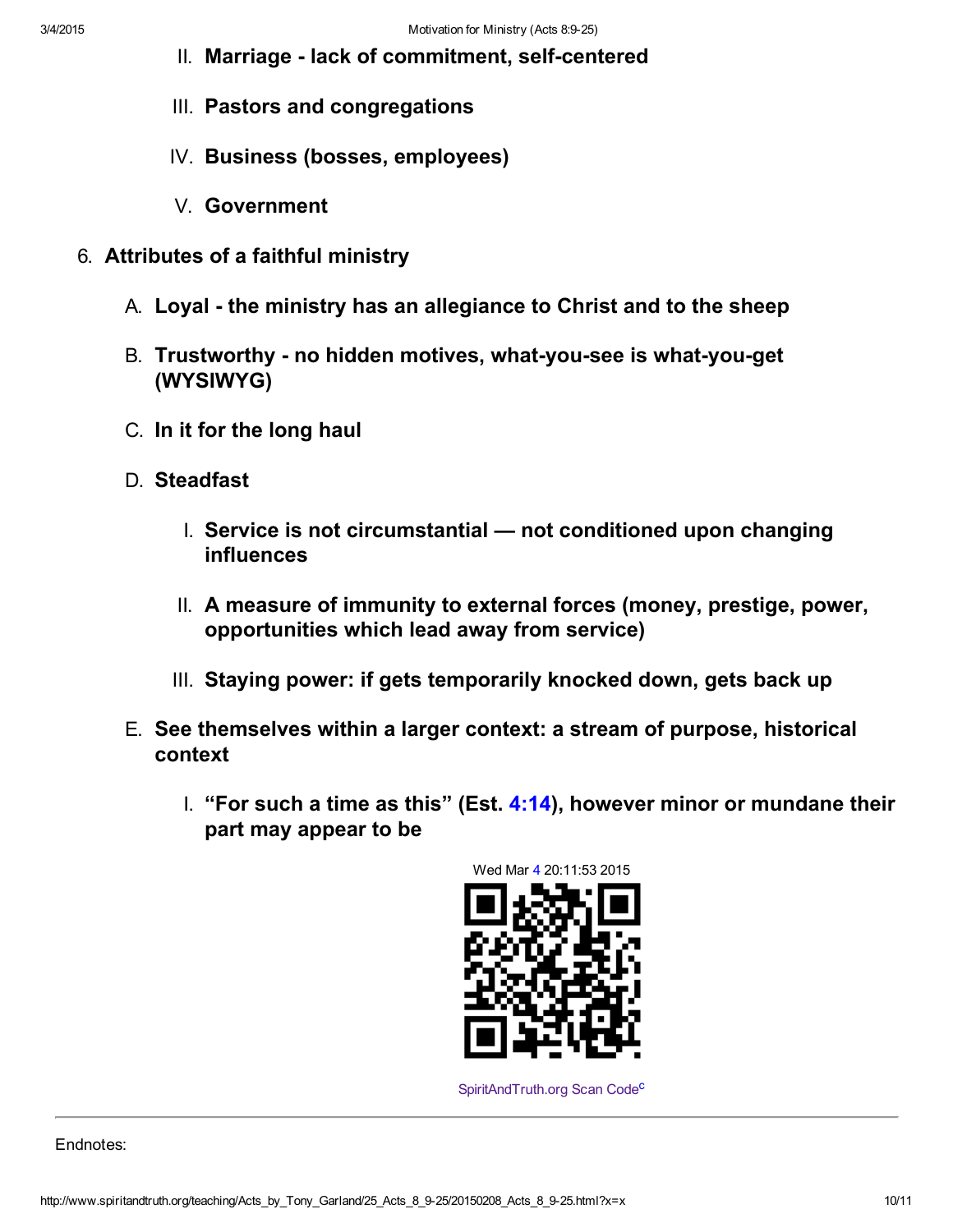- II. **Marriage - lack of commitment, self-centered**
- III. **Pastors and congregations**
- IV. **Business (bosses, employees)**
- V. **Government**

6. **Attributes of a faithful ministry**

   - A. **Loyal - the ministry has an allegiance to Christ and to the sheep**
   - B. **Trustworthy - no hidden motives, what-you-see is what-you-get (WYSIWYG)**
   - C. **In it for the long haul**
   - D. **Steadfast**
     - I. **Service is not circumstantial — not conditioned upon changing influences**
     - II. **A measure of immunity to external forces (money, prestige, power, opportunities which lead away from service)**
     - III. **Staying power: if gets temporarily knocked down, gets back up**
   - E. **See themselves within a larger context: a stream of purpose, historical context**
     - I. **“For such a time as this” (Est. 4:14), however minor or mundane their part may appear to be**

Wed Mar 4 20:11:53 2015

SpiritAndTruth.org Scan Code[c]

---

Endnotes: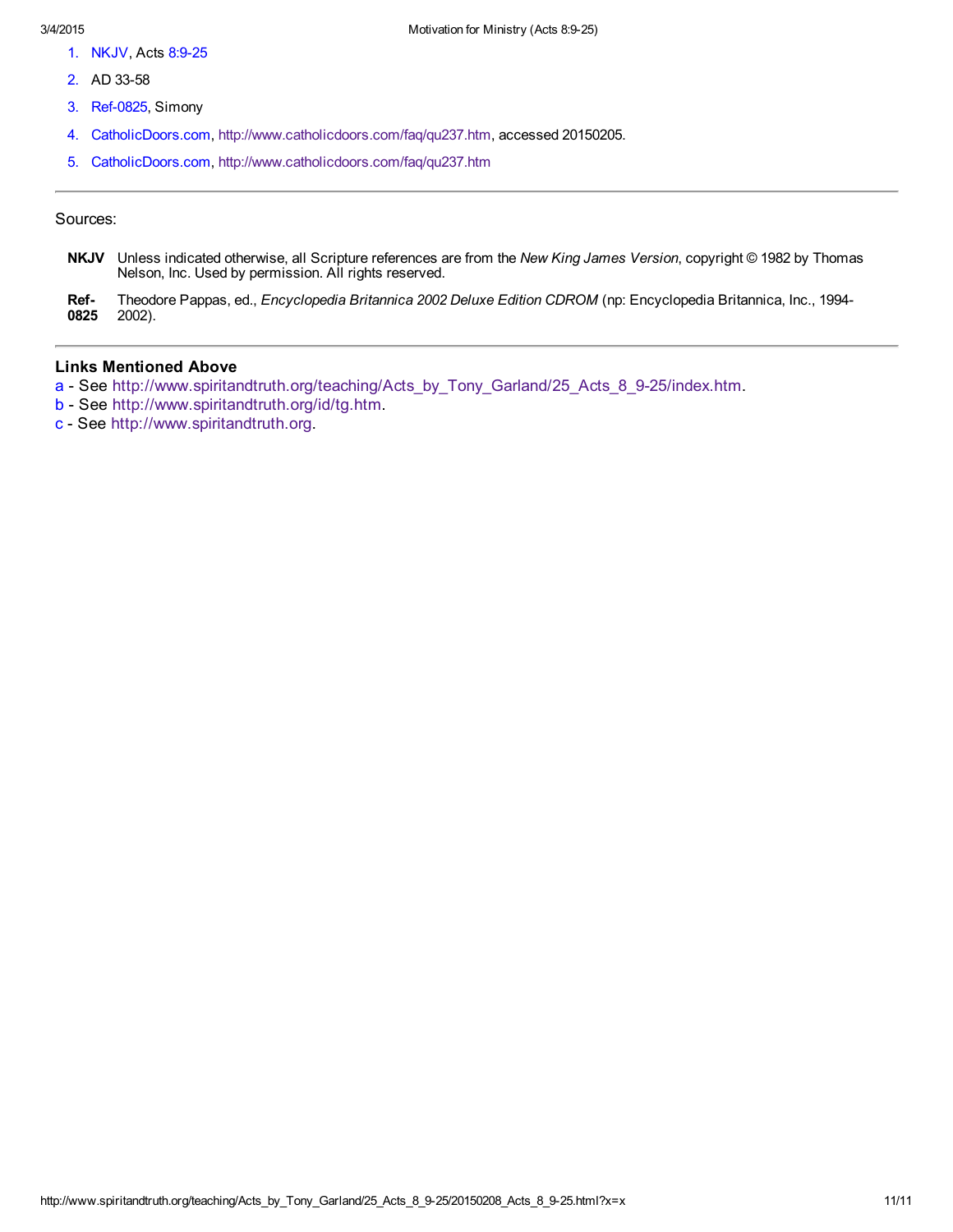1. NKJV, Acts 8:9-25
2. AD 33-58
3. Ref-0825, Simony
4. CatholicDoors.com, http://www.catholicdoors.com/faq/qu237.htm, accessed 20150205.
5. CatholicDoors.com, http://www.catholicdoors.com/faq/qu237.htm

---

Sources:

**NKJV** Unless indicated otherwise, all Scripture references are from the *New King James Version*, copyright © 1982 by Thomas Nelson, Inc. Used by permission. All rights reserved.

**Ref-0825** Theodore Pappas, ed., *Encyclopedia Britannica 2002 Deluxe Edition CDROM* (np: Encyclopedia Britannica, Inc., 1994-2002).

---

### Links Mentioned Above

a - See http://www.spiritandtruth.org/teaching/Acts_by_Tony_Garland/25_Acts_8_9-25/index.htm.
b - See http://www.spiritandtruth.org/id/tg.htm.
c - See http://www.spiritandtruth.org.